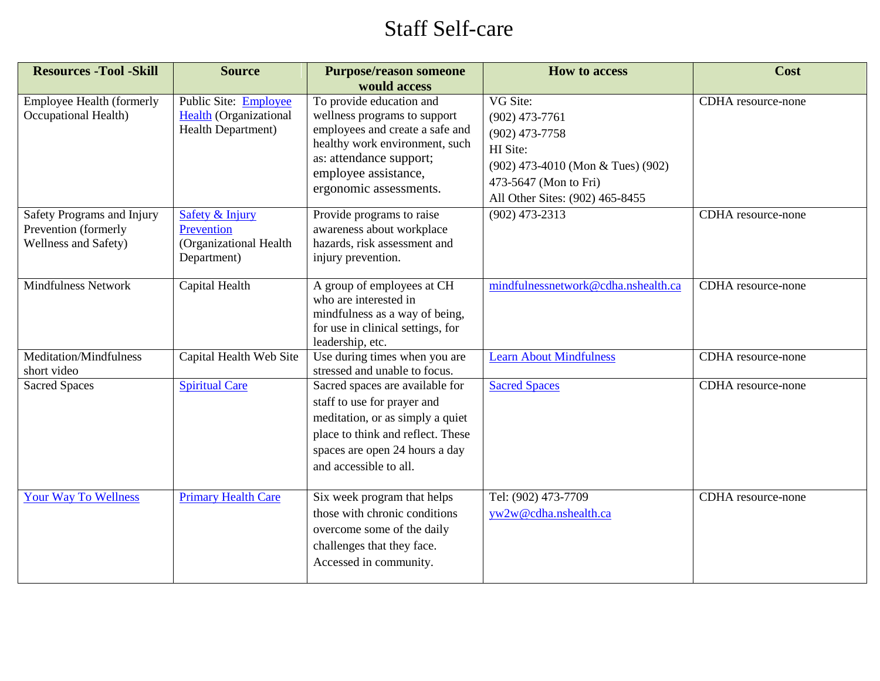# Staff Self-care

| Resources -Tool -Skill | Source | Purpose/reason someone would access | How to access | Cost |
|---|---|---|---|---|
| Employee Health (formerly Occupational Health) | Public Site: Employee Health (Organizational Health Department) | To provide education and wellness programs to support employees and create a safe and healthy work environment, such as: attendance support; employee assistance, ergonomic assessments. | VG Site:<br>(902) 473-7761<br>(902) 473-7758<br>HI Site:<br>(902) 473-4010 (Mon & Tues) (902) 473-5647 (Mon to Fri)<br>All Other Sites: (902) 465-8455 | CDHA resource-none |
| Safety Programs and Injury Prevention (formerly Wellness and Safety) | Safety & Injury Prevention (Organizational Health Department) | Provide programs to raise awareness about workplace hazards, risk assessment and injury prevention. | (902) 473-2313 | CDHA resource-none |
| Mindfulness Network | Capital Health | A group of employees at CH who are interested in mindfulness as a way of being, for use in clinical settings, for leadership, etc. | mindfulnessnetwork@cdha.nshealth.ca | CDHA resource-none |
| Meditation/Mindfulness short video | Capital Health Web Site | Use during times when you are stressed and unable to focus. | Learn About Mindfulness | CDHA resource-none |
| Sacred Spaces | Spiritual Care | Sacred spaces are available for staff to use for prayer and meditation, or as simply a quiet place to think and reflect. These spaces are open 24 hours a day and accessible to all. | Sacred Spaces | CDHA resource-none |
| Your Way To Wellness | Primary Health Care | Six week program that helps those with chronic conditions overcome some of the daily challenges that they face. Accessed in community. | Tel: (902) 473-7709<br>yw2w@cdha.nshealth.ca | CDHA resource-none |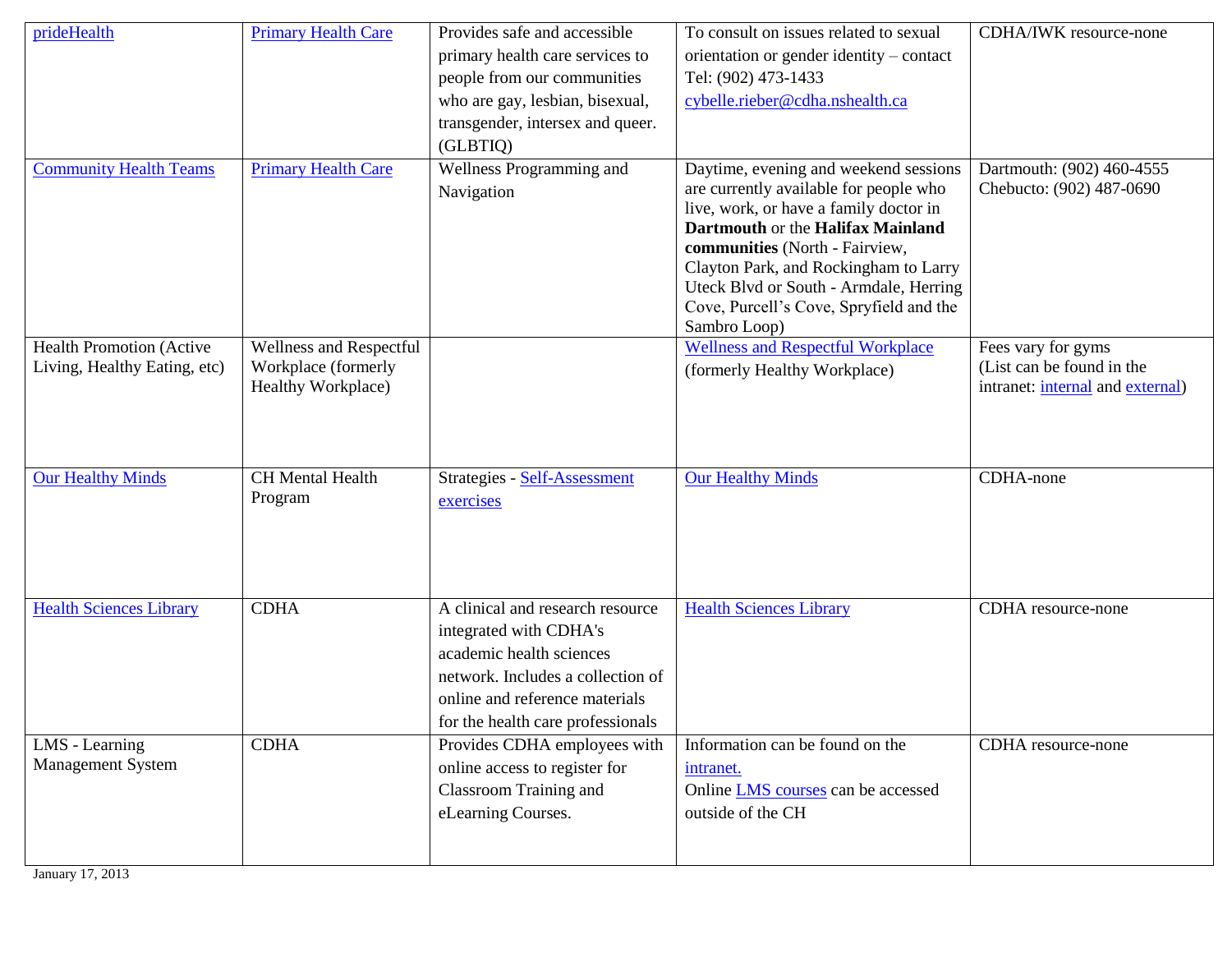| | | | | |
|---|---|---|---|---|
| prideHealth | Primary Health Care | Provides safe and accessible primary health care services to people from our communities who are gay, lesbian, bisexual, transgender, intersex and queer. (GLBTIQ) | To consult on issues related to sexual orientation or gender identity – contact Tel: (902) 473-1433 cybelle.rieber@cdha.nshealth.ca | CDHA/IWK resource-none |
| Community Health Teams | Primary Health Care | Wellness Programming and Navigation | Daytime, evening and weekend sessions are currently available for people who live, work, or have a family doctor in **Dartmouth** or the **Halifax Mainland communities** (North - Fairview, Clayton Park, and Rockingham to Larry Uteck Blvd or South - Armdale, Herring Cove, Purcell's Cove, Spryfield and the Sambro Loop) | Dartmouth: (902) 460-4555 Chebucto: (902) 487-0690 |
| Health Promotion (Active Living, Healthy Eating, etc) | Wellness and Respectful Workplace (formerly Healthy Workplace) | | Wellness and Respectful Workplace (formerly Healthy Workplace) | Fees vary for gyms (List can be found in the intranet: internal and external) |
| Our Healthy Minds | CH Mental Health Program | Strategies - Self-Assessment exercises | Our Healthy Minds | CDHA-none |
| Health Sciences Library | CDHA | A clinical and research resource integrated with CDHA's academic health sciences network. Includes a collection of online and reference materials for the health care professionals | Health Sciences Library | CDHA resource-none |
| LMS - Learning Management System | CDHA | Provides CDHA employees with online access to register for Classroom Training and eLearning Courses. | Information can be found on the intranet. Online LMS courses can be accessed outside of the CH | CDHA resource-none |

January 17, 2013